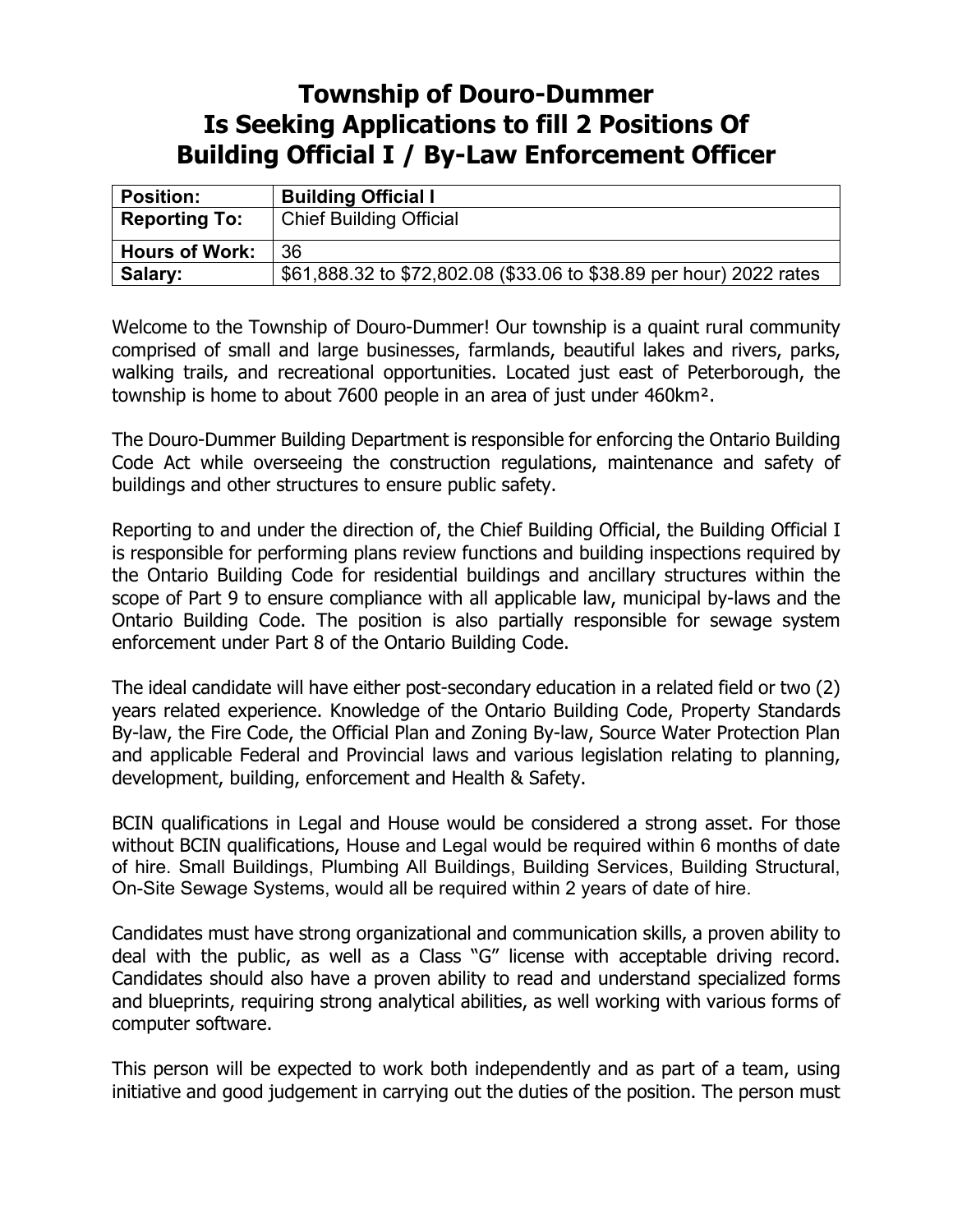# Township of Douro-Dummer
# Is Seeking Applications to fill 2 Positions Of
# Building Official I / By-Law Enforcement Officer

| **Position:** | **Building Official I** |
|---|---|
| **Reporting To:** | Chief Building Official |
| **Hours of Work:** | 36 |
| **Salary:** | $61,888.32 to $72,802.08 ($33.06 to $38.89 per hour) 2022 rates |

Welcome to the Township of Douro-Dummer! Our township is a quaint rural community comprised of small and large businesses, farmlands, beautiful lakes and rivers, parks, walking trails, and recreational opportunities. Located just east of Peterborough, the township is home to about 7600 people in an area of just under 460km².

The Douro-Dummer Building Department is responsible for enforcing the Ontario Building Code Act while overseeing the construction regulations, maintenance and safety of buildings and other structures to ensure public safety.

Reporting to and under the direction of, the Chief Building Official, the Building Official I is responsible for performing plans review functions and building inspections required by the Ontario Building Code for residential buildings and ancillary structures within the scope of Part 9 to ensure compliance with all applicable law, municipal by-laws and the Ontario Building Code. The position is also partially responsible for sewage system enforcement under Part 8 of the Ontario Building Code.

The ideal candidate will have either post-secondary education in a related field or two (2) years related experience. Knowledge of the Ontario Building Code, Property Standards By-law, the Fire Code, the Official Plan and Zoning By-law, Source Water Protection Plan and applicable Federal and Provincial laws and various legislation relating to planning, development, building, enforcement and Health & Safety.

BCIN qualifications in Legal and House would be considered a strong asset. For those without BCIN qualifications, House and Legal would be required within 6 months of date of hire. Small Buildings, Plumbing All Buildings, Building Services, Building Structural, On-Site Sewage Systems, would all be required within 2 years of date of hire.

Candidates must have strong organizational and communication skills, a proven ability to deal with the public, as well as a Class "G" license with acceptable driving record. Candidates should also have a proven ability to read and understand specialized forms and blueprints, requiring strong analytical abilities, as well working with various forms of computer software.

This person will be expected to work both independently and as part of a team, using initiative and good judgement in carrying out the duties of the position. The person must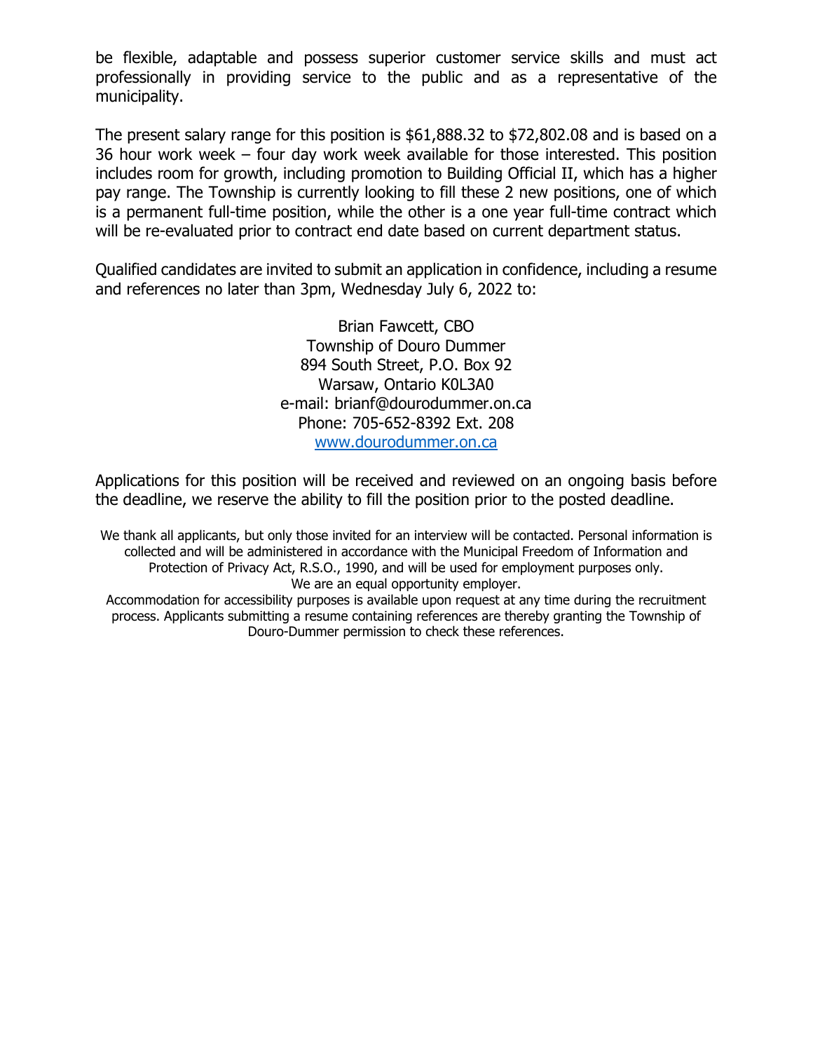be flexible, adaptable and possess superior customer service skills and must act professionally in providing service to the public and as a representative of the municipality.

The present salary range for this position is $61,888.32 to $72,802.08 and is based on a 36 hour work week – four day work week available for those interested. This position includes room for growth, including promotion to Building Official II, which has a higher pay range. The Township is currently looking to fill these 2 new positions, one of which is a permanent full-time position, while the other is a one year full-time contract which will be re-evaluated prior to contract end date based on current department status.

Qualified candidates are invited to submit an application in confidence, including a resume and references no later than 3pm, Wednesday July 6, 2022 to:

Brian Fawcett, CBO
Township of Douro Dummer
894 South Street, P.O. Box 92
Warsaw, Ontario K0L3A0
e-mail: brianf@dourodummer.on.ca
Phone: 705-652-8392 Ext. 208
[www.dourodummer.on.ca](http://www.dourodummer.on.ca)

Applications for this position will be received and reviewed on an ongoing basis before the deadline, we reserve the ability to fill the position prior to the posted deadline.

We thank all applicants, but only those invited for an interview will be contacted. Personal information is collected and will be administered in accordance with the Municipal Freedom of Information and Protection of Privacy Act, R.S.O., 1990, and will be used for employment purposes only.
We are an equal opportunity employer.
Accommodation for accessibility purposes is available upon request at any time during the recruitment process. Applicants submitting a resume containing references are thereby granting the Township of Douro-Dummer permission to check these references.